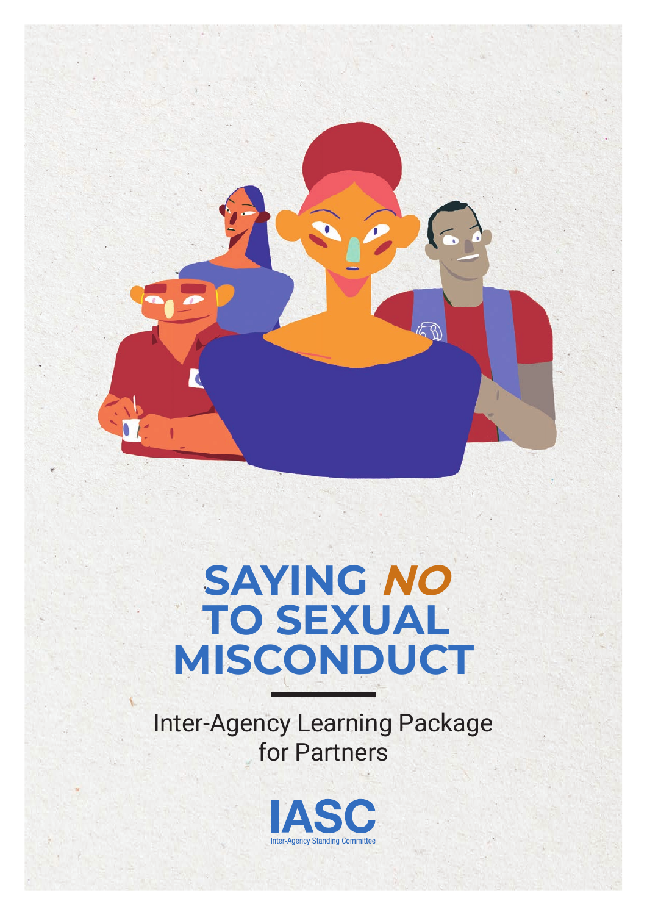# SAYING *NO* TO SEXUAL MISCONDUCT

Inter-Agency Learning Package for Partners

IASC
Inter-Agency Standing Committee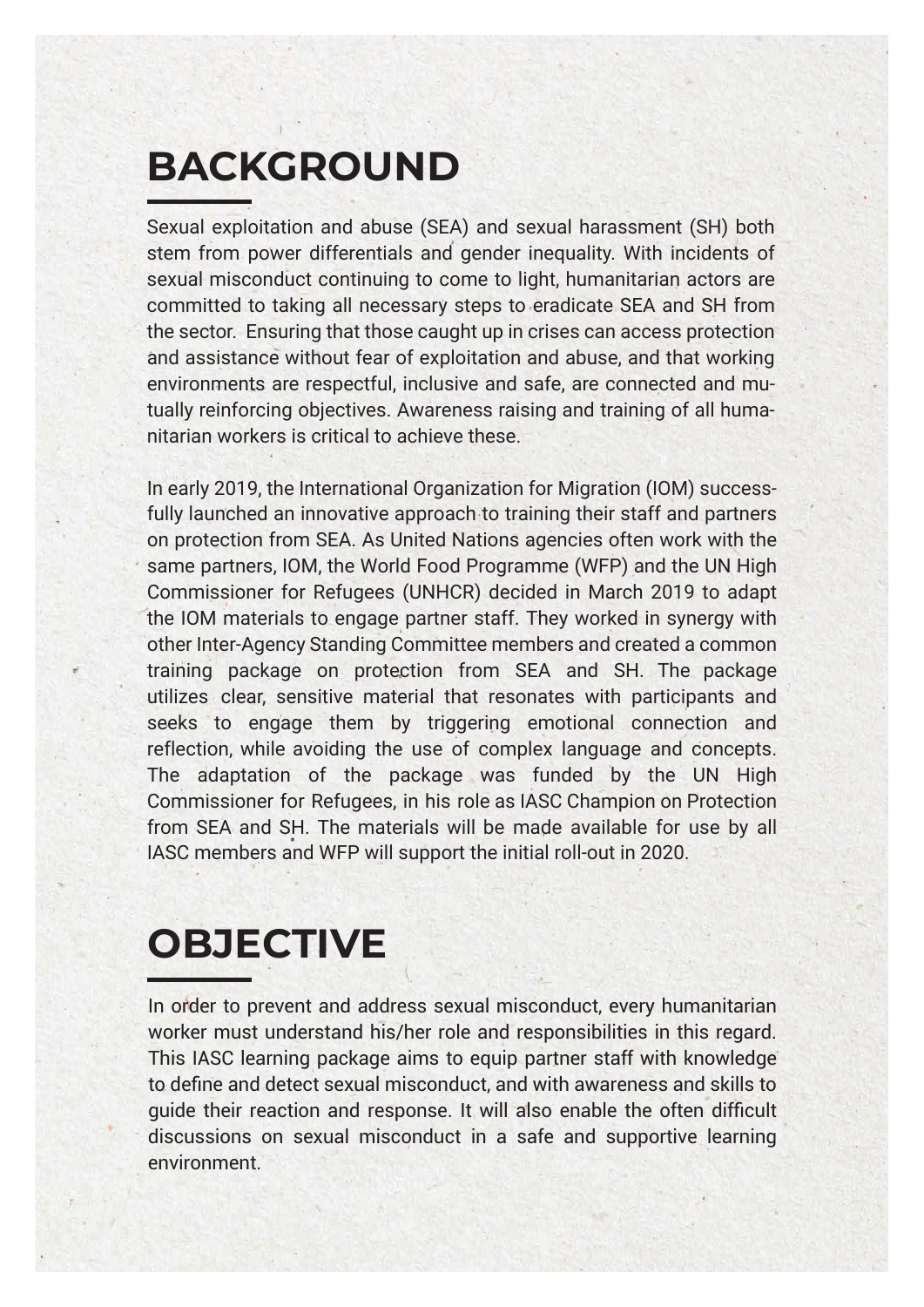## BACKGROUND

Sexual exploitation and abuse (SEA) and sexual harassment (SH) both stem from power differentials and gender inequality. With incidents of sexual misconduct continuing to come to light, humanitarian actors are committed to taking all necessary steps to eradicate SEA and SH from the sector. Ensuring that those caught up in crises can access protection and assistance without fear of exploitation and abuse, and that working environments are respectful, inclusive and safe, are connected and mutually reinforcing objectives. Awareness raising and training of all humanitarian workers is critical to achieve these.

In early 2019, the International Organization for Migration (IOM) successfully launched an innovative approach to training their staff and partners on protection from SEA. As United Nations agencies often work with the same partners, IOM, the World Food Programme (WFP) and the UN High Commissioner for Refugees (UNHCR) decided in March 2019 to adapt the IOM materials to engage partner staff. They worked in synergy with other Inter-Agency Standing Committee members and created a common training package on protection from SEA and SH. The package utilizes clear, sensitive material that resonates with participants and seeks to engage them by triggering emotional connection and reflection, while avoiding the use of complex language and concepts. The adaptation of the package was funded by the UN High Commissioner for Refugees, in his role as IASC Champion on Protection from SEA and SH. The materials will be made available for use by all IASC members and WFP will support the initial roll-out in 2020.

## OBJECTIVE

In order to prevent and address sexual misconduct, every humanitarian worker must understand his/her role and responsibilities in this regard. This IASC learning package aims to equip partner staff with knowledge to define and detect sexual misconduct, and with awareness and skills to guide their reaction and response. It will also enable the often difficult discussions on sexual misconduct in a safe and supportive learning environment.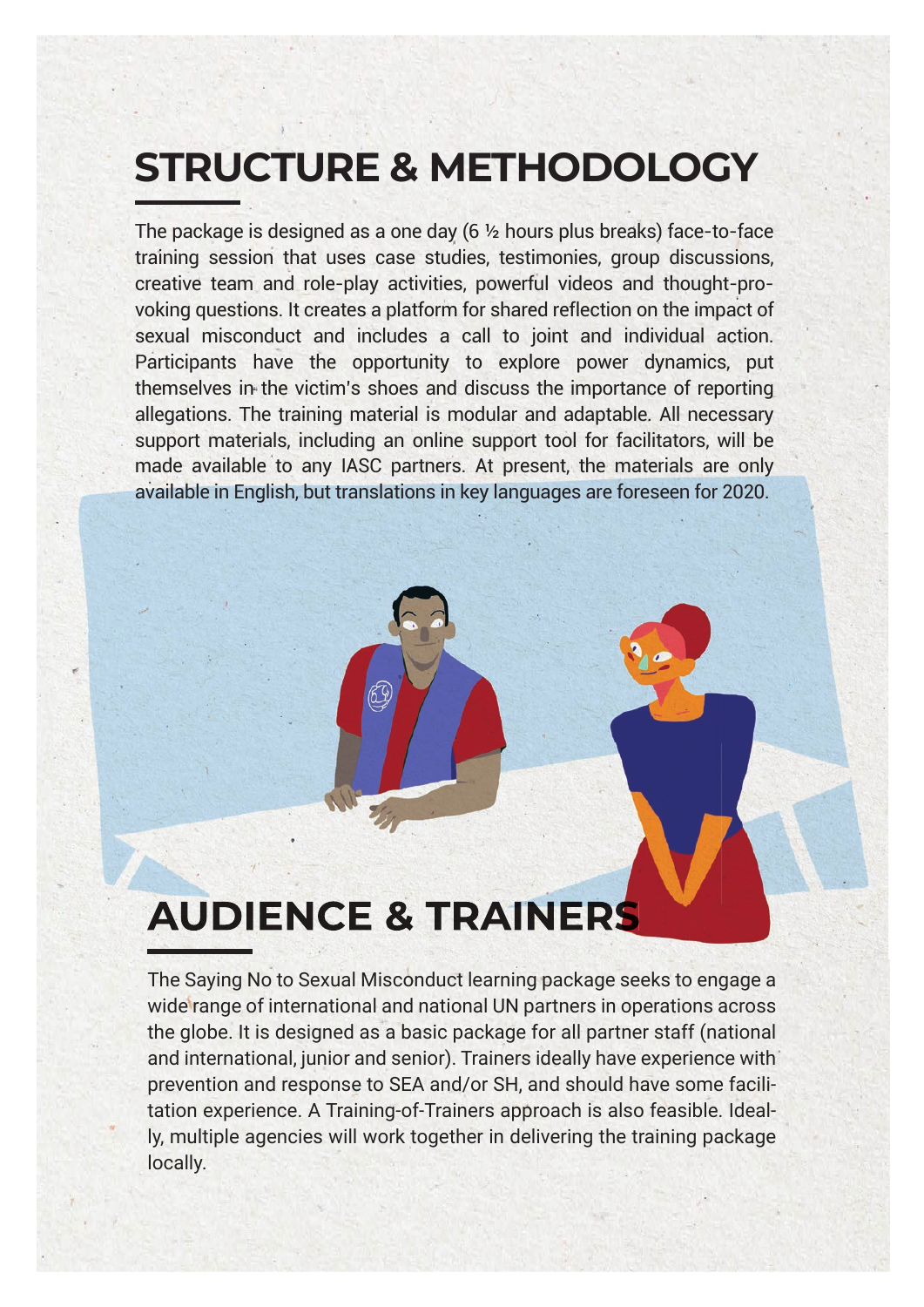# STRUCTURE & METHODOLOGY

The package is designed as a one day (6 ½ hours plus breaks) face-to-face training session that uses case studies, testimonies, group discussions, creative team and role-play activities, powerful videos and thought-provoking questions. It creates a platform for shared reflection on the impact of sexual misconduct and includes a call to joint and individual action. Participants have the opportunity to explore power dynamics, put themselves in the victim's shoes and discuss the importance of reporting allegations. The training material is modular and adaptable. All necessary support materials, including an online support tool for facilitators, will be made available to any IASC partners. At present, the materials are only available in English, but translations in key languages are foreseen for 2020.

# AUDIENCE & TRAINERS

The Saying No to Sexual Misconduct learning package seeks to engage a wide range of international and national UN partners in operations across the globe. It is designed as a basic package for all partner staff (national and international, junior and senior). Trainers ideally have experience with prevention and response to SEA and/or SH, and should have some facilitation experience. A Training-of-Trainers approach is also feasible. Ideally, multiple agencies will work together in delivering the training package locally.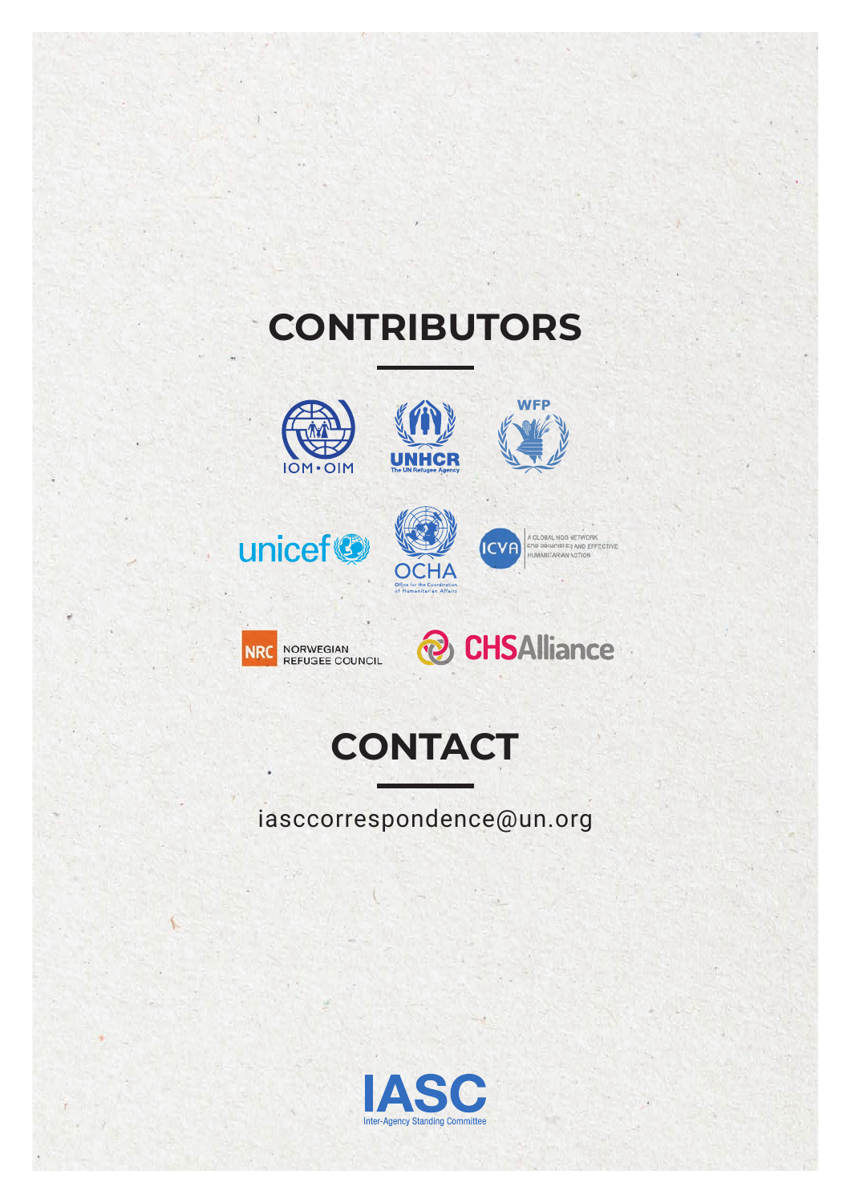# CONTRIBUTORS

IOM • OIM

UNHCR
The UN Refugee Agency

WFP

unicef

OCHA
Office for the Coordination of Humanitarian Affairs

ICVA
A GLOBAL NGO NETWORK FOR PRINCIPLED AND EFFECTIVE HUMANITARIAN ACTION

NRC NORWEGIAN REFUGEE COUNCIL

CHSAlliance

# CONTACT

iasccorrespondence@un.org

IASC
Inter-Agency Standing Committee